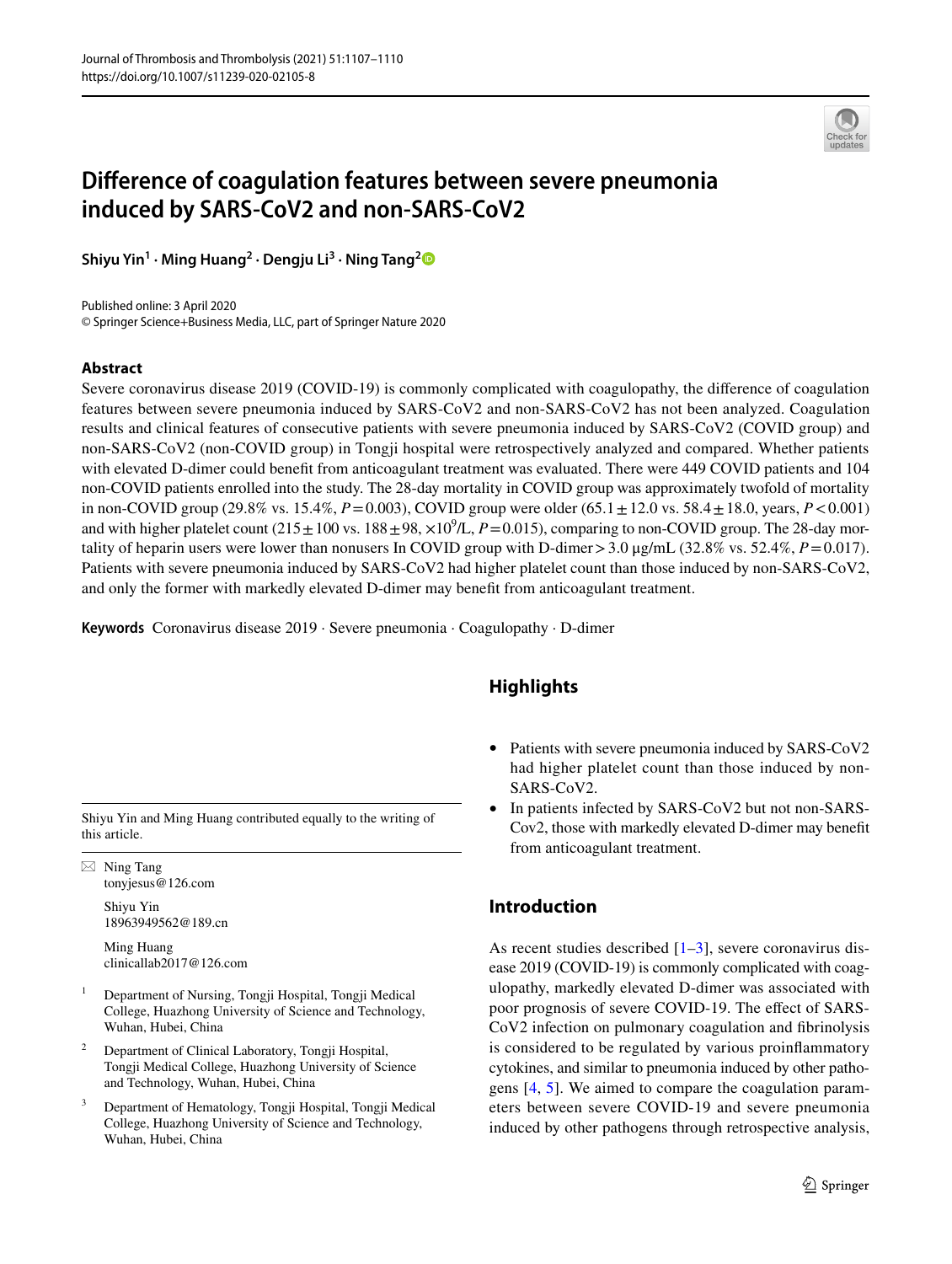# Difference of coagulation features between severe pneumonia induced by SARS-CoV2 and non-SARS-CoV2

**Shiyu Yin[1] · Ming Huang[2] · Dengju Li[3] · Ning Tang[2]**

Published online: 3 April 2020
© Springer Science+Business Media, LLC, part of Springer Nature 2020

## Abstract

Severe coronavirus disease 2019 (COVID-19) is commonly complicated with coagulopathy, the difference of coagulation features between severe pneumonia induced by SARS-CoV2 and non-SARS-CoV2 has not been analyzed. Coagulation results and clinical features of consecutive patients with severe pneumonia induced by SARS-CoV2 (COVID group) and non-SARS-CoV2 (non-COVID group) in Tongji hospital were retrospectively analyzed and compared. Whether patients with elevated D-dimer could benefit from anticoagulant treatment was evaluated. There were 449 COVID patients and 104 non-COVID patients enrolled into the study. The 28-day mortality in COVID group was approximately twofold of mortality in non-COVID group (29.8% vs. 15.4%, $P=0.003$), COVID group were older ($65.1 \pm 12.0$ vs. $58.4 \pm 18.0$, years, $P<0.001$) and with higher platelet count ($215 \pm 100$ vs. $188 \pm 98$, $\times 10^9$/L, $P=0.015$), comparing to non-COVID group. The 28-day mortality of heparin users were lower than nonusers In COVID group with D-dimer > 3.0 μg/mL (32.8% vs. 52.4%, $P=0.017$). Patients with severe pneumonia induced by SARS-CoV2 had higher platelet count than those induced by non-SARS-CoV2, and only the former with markedly elevated D-dimer may benefit from anticoagulant treatment.

**Keywords** Coronavirus disease 2019 · Severe pneumonia · Coagulopathy · D-dimer

Shiyu Yin and Ming Huang contributed equally to the writing of this article.

✉ Ning Tang
tonyjesus@126.com

Shiyu Yin
18963949562@189.cn

Ming Huang
clinicallab2017@126.com

[1] Department of Nursing, Tongji Hospital, Tongji Medical College, Huazhong University of Science and Technology, Wuhan, Hubei, China

[2] Department of Clinical Laboratory, Tongji Hospital, Tongji Medical College, Huazhong University of Science and Technology, Wuhan, Hubei, China

[3] Department of Hematology, Tongji Hospital, Tongji Medical College, Huazhong University of Science and Technology, Wuhan, Hubei, China

## Highlights

- Patients with severe pneumonia induced by SARS-CoV2 had higher platelet count than those induced by non-SARS-CoV2.
- In patients infected by SARS-CoV2 but not non-SARS-Cov2, those with markedly elevated D-dimer may benefit from anticoagulant treatment.

## Introduction

As recent studies described [1–3], severe coronavirus disease 2019 (COVID-19) is commonly complicated with coagulopathy, markedly elevated D-dimer was associated with poor prognosis of severe COVID-19. The effect of SARS-CoV2 infection on pulmonary coagulation and fibrinolysis is considered to be regulated by various proinflammatory cytokines, and similar to pneumonia induced by other pathogens [4, 5]. We aimed to compare the coagulation parameters between severe COVID-19 and severe pneumonia induced by other pathogens through retrospective analysis,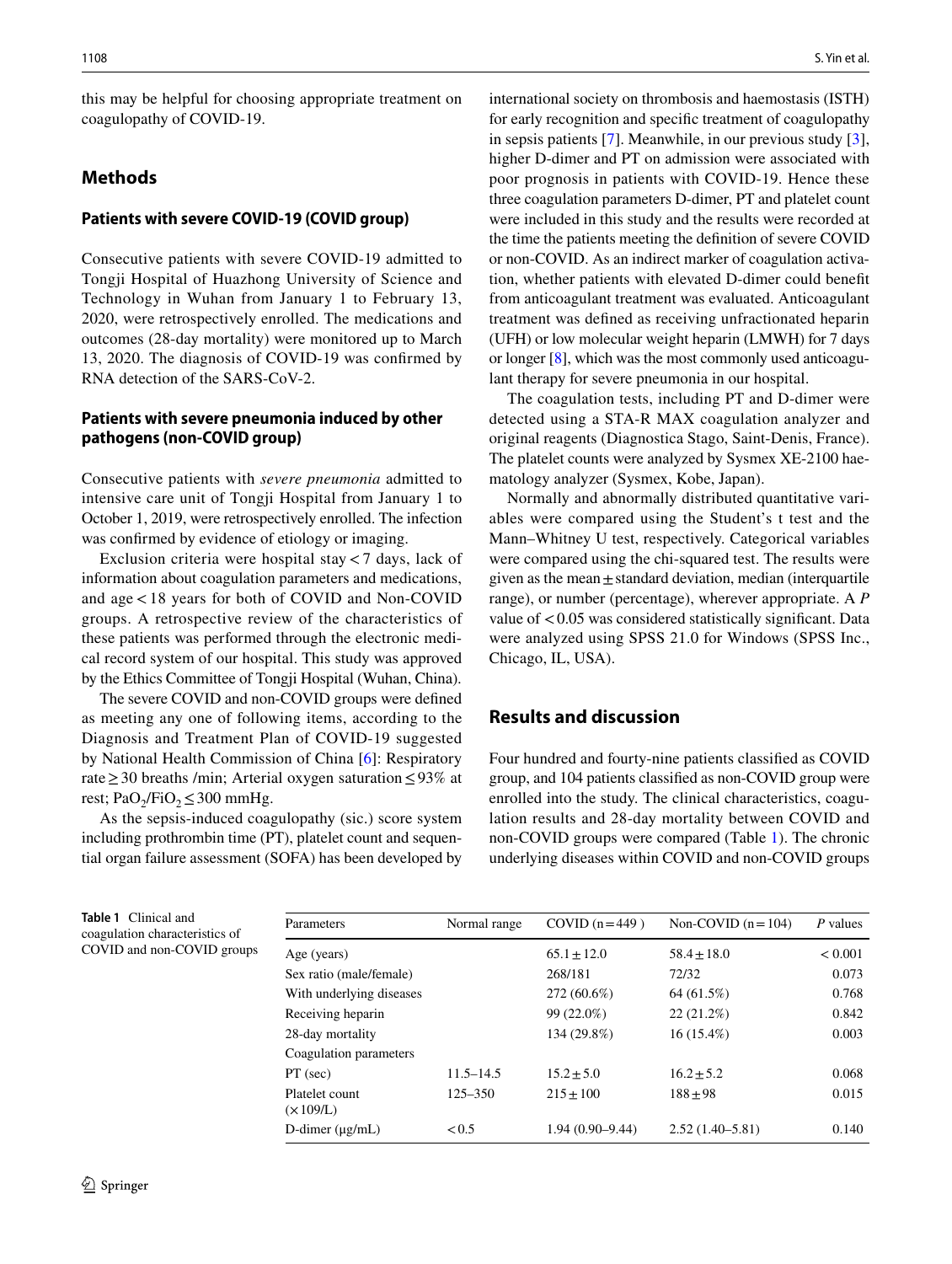this may be helpful for choosing appropriate treatment on coagulopathy of COVID-19.

## Methods

### Patients with severe COVID-19 (COVID group)

Consecutive patients with severe COVID-19 admitted to Tongji Hospital of Huazhong University of Science and Technology in Wuhan from January 1 to February 13, 2020, were retrospectively enrolled. The medications and outcomes (28-day mortality) were monitored up to March 13, 2020. The diagnosis of COVID-19 was confirmed by RNA detection of the SARS-CoV-2.

### Patients with severe pneumonia induced by other pathogens (non-COVID group)

Consecutive patients with *severe pneumonia* admitted to intensive care unit of Tongji Hospital from January 1 to October 1, 2019, were retrospectively enrolled. The infection was confirmed by evidence of etiology or imaging.

Exclusion criteria were hospital stay < 7 days, lack of information about coagulation parameters and medications, and age < 18 years for both of COVID and Non-COVID groups. A retrospective review of the characteristics of these patients was performed through the electronic medical record system of our hospital. This study was approved by the Ethics Committee of Tongji Hospital (Wuhan, China).

The severe COVID and non-COVID groups were defined as meeting any one of following items, according to the Diagnosis and Treatment Plan of COVID-19 suggested by National Health Commission of China [6]: Respiratory rate ≥ 30 breaths /min; Arterial oxygen saturation ≤ 93% at rest; $PaO_2/FiO_2 \leq 300$ mmHg.

As the sepsis-induced coagulopathy (sic.) score system including prothrombin time (PT), platelet count and sequential organ failure assessment (SOFA) has been developed by international society on thrombosis and haemostasis (ISTH) for early recognition and specific treatment of coagulopathy in sepsis patients [7]. Meanwhile, in our previous study [3], higher D-dimer and PT on admission were associated with poor prognosis in patients with COVID-19. Hence these three coagulation parameters D-dimer, PT and platelet count were included in this study and the results were recorded at the time the patients meeting the definition of severe COVID or non-COVID. As an indirect marker of coagulation activation, whether patients with elevated D-dimer could benefit from anticoagulant treatment was evaluated. Anticoagulant treatment was defined as receiving unfractionated heparin (UFH) or low molecular weight heparin (LMWH) for 7 days or longer [8], which was the most commonly used anticoagulant therapy for severe pneumonia in our hospital.

The coagulation tests, including PT and D-dimer were detected using a STA-R MAX coagulation analyzer and original reagents (Diagnostica Stago, Saint-Denis, France). The platelet counts were analyzed by Sysmex XE-2100 haematology analyzer (Sysmex, Kobe, Japan).

Normally and abnormally distributed quantitative variables were compared using the Student's t test and the Mann–Whitney U test, respectively. Categorical variables were compared using the chi-squared test. The results were given as the mean ± standard deviation, median (interquartile range), or number (percentage), wherever appropriate. A *P* value of < 0.05 was considered statistically significant. Data were analyzed using SPSS 21.0 for Windows (SPSS Inc., Chicago, IL, USA).

## Results and discussion

Four hundred and fourty-nine patients classified as COVID group, and 104 patients classified as non-COVID group were enrolled into the study. The clinical characteristics, coagulation results and 28-day mortality between COVID and non-COVID groups were compared (Table 1). The chronic underlying diseases within COVID and non-COVID groups

**Table 1** Clinical and coagulation characteristics of COVID and non-COVID groups

| Parameters | Normal range | COVID (n = 449 ) | Non-COVID (n = 104) | *P* values |
|---|---|---|---|---|
| Age (years) | | 65.1 ± 12.0 | 58.4 ± 18.0 | < 0.001 |
| Sex ratio (male/female) | | 268/181 | 72/32 | 0.073 |
| With underlying diseases | | 272 (60.6%) | 64 (61.5%) | 0.768 |
| Receiving heparin | | 99 (22.0%) | 22 (21.2%) | 0.842 |
| 28-day mortality | | 134 (29.8%) | 16 (15.4%) | 0.003 |
| Coagulation parameters | | | | |
| PT (sec) | 11.5–14.5 | 15.2 ± 5.0 | 16.2 ± 5.2 | 0.068 |
| Platelet count (×109/L) | 125–350 | 215 ± 100 | 188 ± 98 | 0.015 |
| D-dimer (μg/mL) | < 0.5 | 1.94 (0.90–9.44) | 2.52 (1.40–5.81) | 0.140 |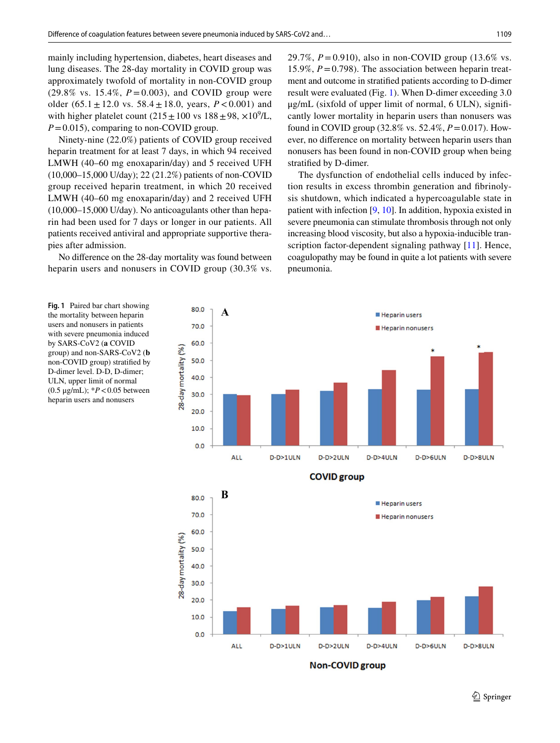mainly including hypertension, diabetes, heart diseases and lung diseases. The 28-day mortality in COVID group was approximately twofold of mortality in non-COVID group (29.8% vs. 15.4%, $P=0.003$), and COVID group were older ($65.1 \pm 12.0$ vs. $58.4 \pm 18.0$, years, $P<0.001$) and with higher platelet count ($215 \pm 100$ vs $188 \pm 98$, $\times 10^9$/L, $P=0.015$), comparing to non-COVID group.

Ninety-nine (22.0%) patients of COVID group received heparin treatment for at least 7 days, in which 94 received LMWH (40–60 mg enoxaparin/day) and 5 received UFH (10,000–15,000 U/day); 22 (21.2%) patients of non-COVID group received heparin treatment, in which 20 received LMWH (40–60 mg enoxaparin/day) and 2 received UFH (10,000–15,000 U/day). No anticoagulants other than heparin had been used for 7 days or longer in our patients. All patients received antiviral and appropriate supportive therapies after admission.

No difference on the 28-day mortality was found between heparin users and nonusers in COVID group (30.3% vs. 29.7%, $P=0.910$), also in non-COVID group (13.6% vs. 15.9%, $P=0.798$). The association between heparin treatment and outcome in stratified patients according to D-dimer result were evaluated (Fig. 1). When D-dimer exceeding 3.0 μg/mL (sixfold of upper limit of normal, 6 ULN), significantly lower mortality in heparin users than nonusers was found in COVID group (32.8% vs. 52.4%, $P=0.017$). However, no difference on mortality between heparin users than nonusers has been found in non-COVID group when being stratified by D-dimer.

The dysfunction of endothelial cells induced by infection results in excess thrombin generation and fibrinolysis shutdown, which indicated a hypercoagulable state in patient with infection [9, 10]. In addition, hypoxia existed in severe pneumonia can stimulate thrombosis through not only increasing blood viscosity, but also a hypoxia-inducible transcription factor-dependent signaling pathway [11]. Hence, coagulopathy may be found in quite a lot patients with severe pneumonia.

**Fig. 1** Paired bar chart showing the mortality between heparin users and nonusers in patients with severe pneumonia induced by SARS-CoV2 (**a** COVID group) and non-SARS-CoV2 (**b** non-COVID group) stratified by D-dimer level. D-D, D-dimer; ULN, upper limit of normal (0.5 μg/mL); *$P<0.05$ between heparin users and nonusers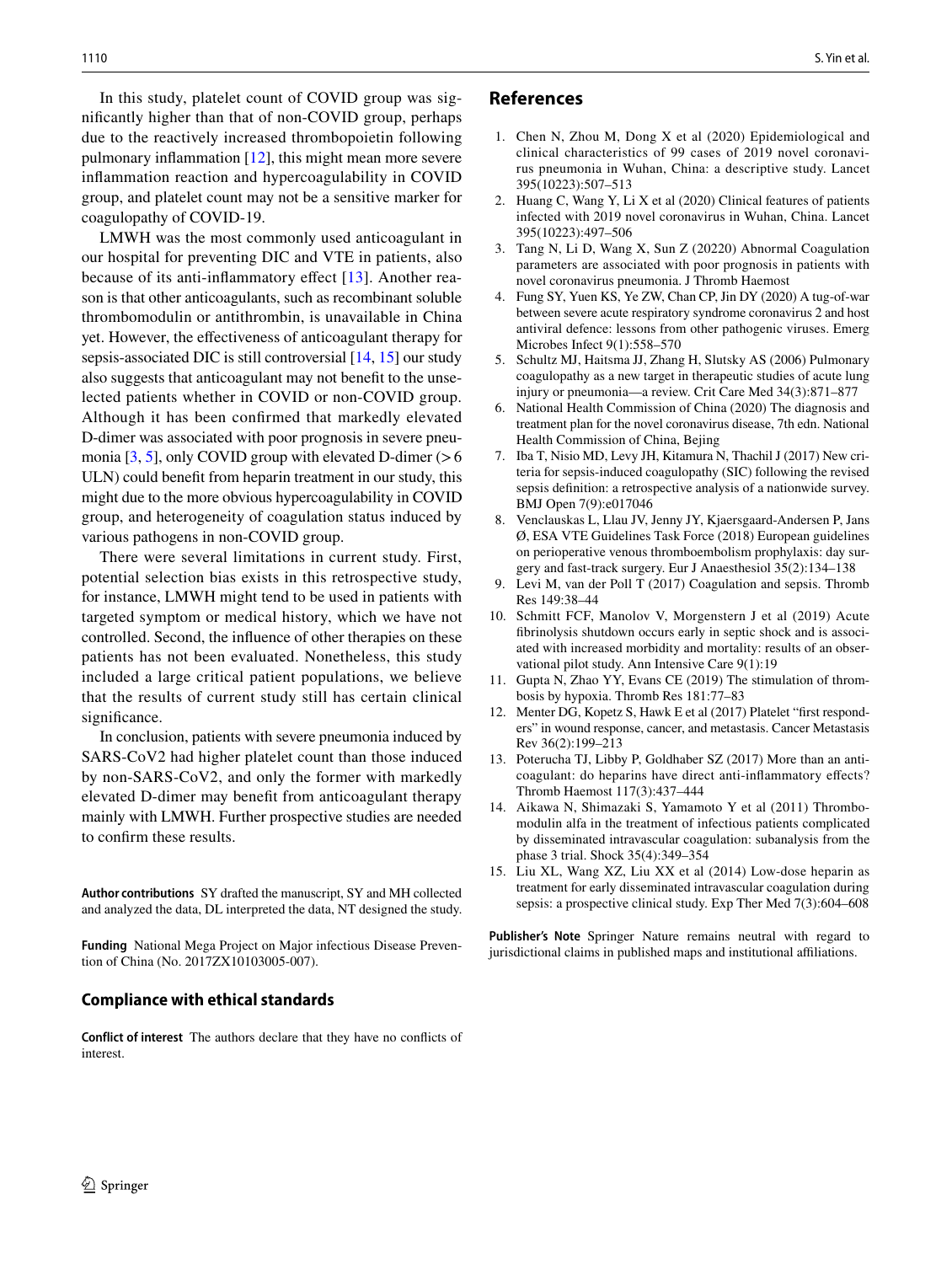In this study, platelet count of COVID group was significantly higher than that of non-COVID group, perhaps due to the reactively increased thrombopoietin following pulmonary inflammation [12], this might mean more severe inflammation reaction and hypercoagulability in COVID group, and platelet count may not be a sensitive marker for coagulopathy of COVID-19.

LMWH was the most commonly used anticoagulant in our hospital for preventing DIC and VTE in patients, also because of its anti-inflammatory effect [13]. Another reason is that other anticoagulants, such as recombinant soluble thrombomodulin or antithrombin, is unavailable in China yet. However, the effectiveness of anticoagulant therapy for sepsis-associated DIC is still controversial [14, 15] our study also suggests that anticoagulant may not benefit to the unselected patients whether in COVID or non-COVID group. Although it has been confirmed that markedly elevated D-dimer was associated with poor prognosis in severe pneumonia [3, 5], only COVID group with elevated D-dimer (> 6 ULN) could benefit from heparin treatment in our study, this might due to the more obvious hypercoagulability in COVID group, and heterogeneity of coagulation status induced by various pathogens in non-COVID group.

There were several limitations in current study. First, potential selection bias exists in this retrospective study, for instance, LMWH might tend to be used in patients with targeted symptom or medical history, which we have not controlled. Second, the influence of other therapies on these patients has not been evaluated. Nonetheless, this study included a large critical patient populations, we believe that the results of current study still has certain clinical significance.

In conclusion, patients with severe pneumonia induced by SARS-CoV2 had higher platelet count than those induced by non-SARS-CoV2, and only the former with markedly elevated D-dimer may benefit from anticoagulant therapy mainly with LMWH. Further prospective studies are needed to confirm these results.

**Author contributions** SY drafted the manuscript, SY and MH collected and analyzed the data, DL interpreted the data, NT designed the study.

**Funding** National Mega Project on Major infectious Disease Prevention of China (No. 2017ZX10103005-007).

## Compliance with ethical standards

**Conflict of interest** The authors declare that they have no conflicts of interest.

## References

1. Chen N, Zhou M, Dong X et al (2020) Epidemiological and clinical characteristics of 99 cases of 2019 novel coronavirus pneumonia in Wuhan, China: a descriptive study. Lancet 395(10223):507–513
2. Huang C, Wang Y, Li X et al (2020) Clinical features of patients infected with 2019 novel coronavirus in Wuhan, China. Lancet 395(10223):497–506
3. Tang N, Li D, Wang X, Sun Z (20220) Abnormal Coagulation parameters are associated with poor prognosis in patients with novel coronavirus pneumonia. J Thromb Haemost
4. Fung SY, Yuen KS, Ye ZW, Chan CP, Jin DY (2020) A tug-of-war between severe acute respiratory syndrome coronavirus 2 and host antiviral defence: lessons from other pathogenic viruses. Emerg Microbes Infect 9(1):558–570
5. Schultz MJ, Haitsma JJ, Zhang H, Slutsky AS (2006) Pulmonary coagulopathy as a new target in therapeutic studies of acute lung injury or pneumonia—a review. Crit Care Med 34(3):871–877
6. National Health Commission of China (2020) The diagnosis and treatment plan for the novel coronavirus disease, 7th edn. National Health Commission of China, Bejing
7. Iba T, Nisio MD, Levy JH, Kitamura N, Thachil J (2017) New criteria for sepsis-induced coagulopathy (SIC) following the revised sepsis definition: a retrospective analysis of a nationwide survey. BMJ Open 7(9):e017046
8. Venclauskas L, Llau JV, Jenny JY, Kjaersgaard-Andersen P, Jans Ø, ESA VTE Guidelines Task Force (2018) European guidelines on perioperative venous thromboembolism prophylaxis: day surgery and fast-track surgery. Eur J Anaesthesiol 35(2):134–138
9. Levi M, van der Poll T (2017) Coagulation and sepsis. Thromb Res 149:38–44
10. Schmitt FCF, Manolov V, Morgenstern J et al (2019) Acute fibrinolysis shutdown occurs early in septic shock and is associated with increased morbidity and mortality: results of an observational pilot study. Ann Intensive Care 9(1):19
11. Gupta N, Zhao YY, Evans CE (2019) The stimulation of thrombosis by hypoxia. Thromb Res 181:77–83
12. Menter DG, Kopetz S, Hawk E et al (2017) Platelet "first responders" in wound response, cancer, and metastasis. Cancer Metastasis Rev 36(2):199–213
13. Poterucha TJ, Libby P, Goldhaber SZ (2017) More than an anticoagulant: do heparins have direct anti-inflammatory effects? Thromb Haemost 117(3):437–444
14. Aikawa N, Shimazaki S, Yamamoto Y et al (2011) Thrombomodulin alfa in the treatment of infectious patients complicated by disseminated intravascular coagulation: subanalysis from the phase 3 trial. Shock 35(4):349–354
15. Liu XL, Wang XZ, Liu XX et al (2014) Low-dose heparin as treatment for early disseminated intravascular coagulation during sepsis: a prospective clinical study. Exp Ther Med 7(3):604–608

**Publisher's Note** Springer Nature remains neutral with regard to jurisdictional claims in published maps and institutional affiliations.